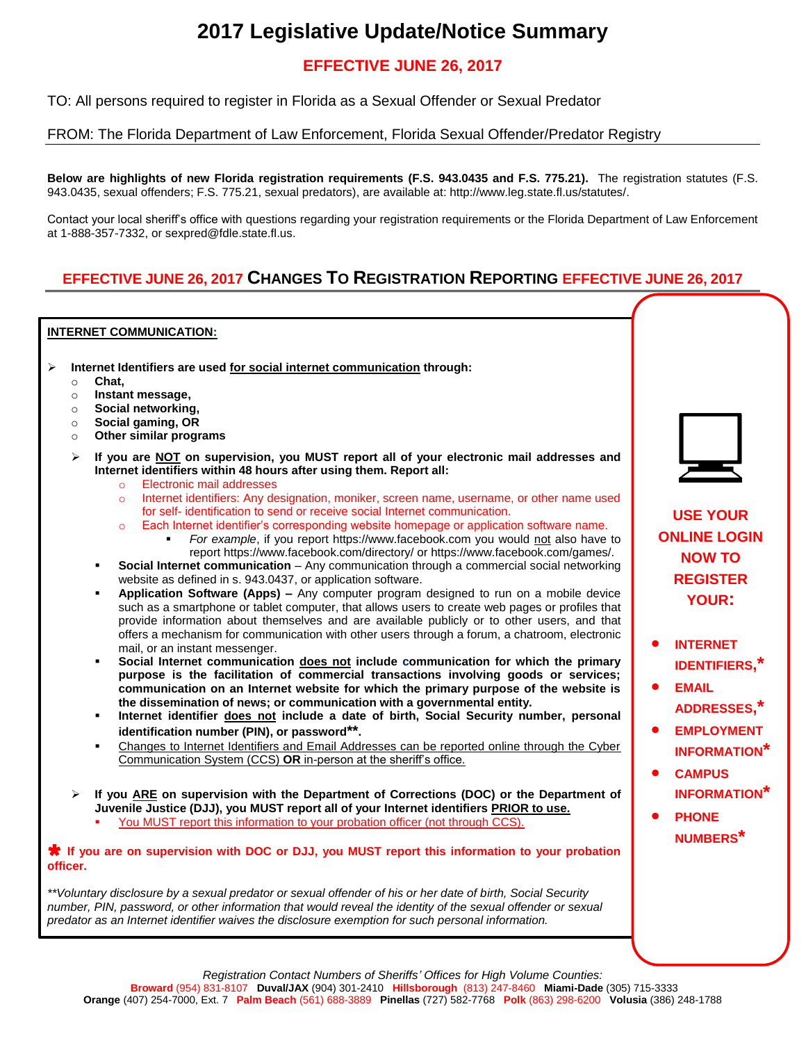# 2017 Legislative Update/Notice Summary

## EFFECTIVE JUNE 26, 2017

TO: All persons required to register in Florida as a Sexual Offender or Sexual Predator

FROM: The Florida Department of Law Enforcement, Florida Sexual Offender/Predator Registry

**Below are highlights of new Florida registration requirements (F.S. 943.0435 and F.S. 775.21).** The registration statutes (F.S. 943.0435, sexual offenders; F.S. 775.21, sexual predators), are available at: http://www.leg.state.fl.us/statutes/.

Contact your local sheriff's office with questions regarding your registration requirements or the Florida Department of Law Enforcement at 1-888-357-7332, or sexpred@fdle.state.fl.us.

## EFFECTIVE JUNE 26, 2017 CHANGES TO REGISTRATION REPORTING EFFECTIVE JUNE 26, 2017

**INTERNET COMMUNICATION:**

- **Internet Identifiers are used for social internet communication through:**
  - **Chat,**
  - **Instant message,**
  - **Social networking,**
  - **Social gaming, OR**
  - **Other similar programs**

- **If you are NOT on supervision, you MUST report all of your electronic mail addresses and Internet identifiers within 48 hours after using them. Report all:**
  - Electronic mail addresses
  - Internet identifiers: Any designation, moniker, screen name, username, or other name used for self- identification to send or receive social Internet communication.
  - Each Internet identifier's corresponding website homepage or application software name.
    - *For example*, if you report https://www.facebook.com you would not also have to report https://www.facebook.com/directory/ or https://www.facebook.com/games/.
  - **Social Internet communication** – Any communication through a commercial social networking website as defined in s. 943.0437, or application software.
  - **Application Software (Apps) –** Any computer program designed to run on a mobile device such as a smartphone or tablet computer, that allows users to create web pages or profiles that provide information about themselves and are available publicly or to other users, and that offers a mechanism for communication with other users through a forum, a chatroom, electronic mail, or an instant messenger.
  - **Social Internet communication does not include communication for which the primary purpose is the facilitation of commercial transactions involving goods or services; communication on an Internet website for which the primary purpose of the website is the dissemination of news; or communication with a governmental entity.**
  - **Internet identifier does not include a date of birth, Social Security number, personal identification number (PIN), or password\*\*.**
  - Changes to Internet Identifiers and Email Addresses can be reported online through the Cyber Communication System (CCS) **OR** in-person at the sheriff's office.

- **If you ARE on supervision with the Department of Corrections (DOC) or the Department of Juvenile Justice (DJJ), you MUST report all of your Internet identifiers PRIOR to use.**
  - You MUST report this information to your probation officer (not through CCS).

**\* If you are on supervision with DOC or DJJ, you MUST report this information to your probation officer.**

*\*\*Voluntary disclosure by a sexual predator or sexual offender of his or her date of birth, Social Security number, PIN, password, or other information that would reveal the identity of the sexual offender or sexual predator as an Internet identifier waives the disclosure exemption for such personal information.*

**USE YOUR ONLINE LOGIN NOW TO REGISTER YOUR:**

- **INTERNET IDENTIFIERS,\***
- **EMAIL ADDRESSES,\***
- **EMPLOYMENT INFORMATION\***
- **CAMPUS INFORMATION\***
- **PHONE NUMBERS\***

*Registration Contact Numbers of Sheriffs' Offices for High Volume Counties:*

**Broward** (954) 831-8107 **Duval/JAX** (904) 301-2410 **Hillsborough** (813) 247-8460 **Miami-Dade** (305) 715-3333 **Orange** (407) 254-7000, Ext. 7 **Palm Beach** (561) 688-3889 **Pinellas** (727) 582-7768 **Polk** (863) 298-6200 **Volusia** (386) 248-1788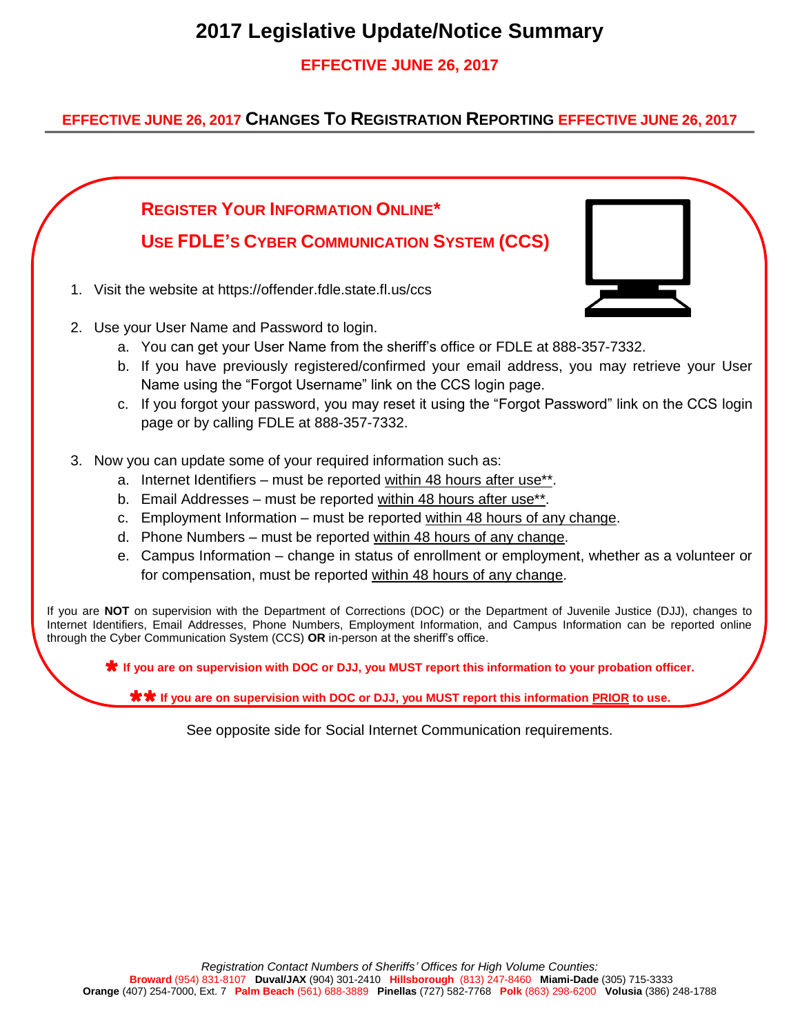# 2017 Legislative Update/Notice Summary

**EFFECTIVE JUNE 26, 2017**

## EFFECTIVE JUNE 26, 2017 CHANGES TO REGISTRATION REPORTING EFFECTIVE JUNE 26, 2017

### REGISTER YOUR INFORMATION ONLINE*

### USE FDLE'S CYBER COMMUNICATION SYSTEM (CCS)

1. Visit the website at https://offender.fdle.state.fl.us/ccs
2. Use your User Name and Password to login.
   a. You can get your User Name from the sheriff's office or FDLE at 888-357-7332.
   b. If you have previously registered/confirmed your email address, you may retrieve your User Name using the "Forgot Username" link on the CCS login page.
   c. If you forgot your password, you may reset it using the "Forgot Password" link on the CCS login page or by calling FDLE at 888-357-7332.
3. Now you can update some of your required information such as:
   a. Internet Identifiers – must be reported within 48 hours after use**.
   b. Email Addresses – must be reported within 48 hours after use**.
   c. Employment Information – must be reported within 48 hours of any change.
   d. Phone Numbers – must be reported within 48 hours of any change.
   e. Campus Information – change in status of enrollment or employment, whether as a volunteer or for compensation, must be reported within 48 hours of any change.

If you are **NOT** on supervision with the Department of Corrections (DOC) or the Department of Juvenile Justice (DJJ), changes to Internet Identifiers, Email Addresses, Phone Numbers, Employment Information, and Campus Information can be reported online through the Cyber Communication System (CCS) **OR** in-person at the sheriff's office.

**\* If you are on supervision with DOC or DJJ, you MUST report this information to your probation officer.**

**\*\* If you are on supervision with DOC or DJJ, you MUST report this information PRIOR to use.**

See opposite side for Social Internet Communication requirements.

*Registration Contact Numbers of Sheriffs' Offices for High Volume Counties:*

**Broward** (954) 831-8107 **Duval/JAX** (904) 301-2410 **Hillsborough** (813) 247-8460 **Miami-Dade** (305) 715-3333
**Orange** (407) 254-7000, Ext. 7 **Palm Beach** (561) 688-3889 **Pinellas** (727) 582-7768 **Polk** (863) 298-6200 **Volusia** (386) 248-1788